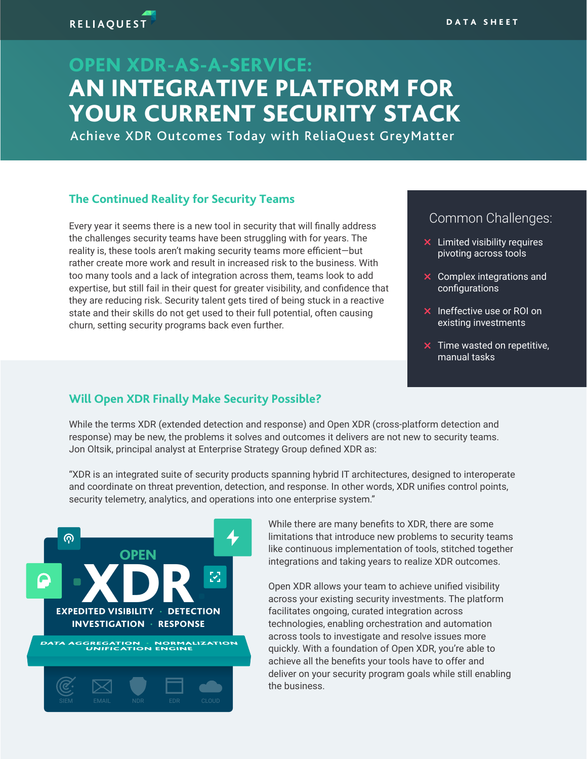RELIAQUEST

DATA SHEET

# OPEN XDR-AS-A-SERVICE: AN INTEGRATIVE PLATFORM FOR YOUR CURRENT SECURITY STACK

Achieve XDR Outcomes Today with ReliaQuest GreyMatter

## The Continued Reality for Security Teams

Every year it seems there is a new tool in security that will finally address the challenges security teams have been struggling with for years. The reality is, these tools aren't making security teams more efficient—but rather create more work and result in increased risk to the business. With too many tools and a lack of integration across them, teams look to add expertise, but still fail in their quest for greater visibility, and confidence that they are reducing risk. Security talent gets tired of being stuck in a reactive state and their skills do not get used to their full potential, often causing churn, setting security programs back even further.

### Common Challenges:

- ✕ Limited visibility requires pivoting across tools
- ✕ Complex integrations and configurations
- ✕ Ineffective use or ROI on existing investments
- ✕ Time wasted on repetitive, manual tasks

## Will Open XDR Finally Make Security Possible?

While the terms XDR (extended detection and response) and Open XDR (cross-platform detection and response) may be new, the problems it solves and outcomes it delivers are not new to security teams. Jon Oltsik, principal analyst at Enterprise Strategy Group defined XDR as:

"XDR is an integrated suite of security products spanning hybrid IT architectures, designed to interoperate and coordinate on threat prevention, detection, and response. In other words, XDR unifies control points, security telemetry, analytics, and operations into one enterprise system."

OPEN XDR

EXPEDITED VISIBILITY · DETECTION
INVESTIGATION · RESPONSE

DATA AGGREGATION · NORMALIZATION
UNIFICATION ENGINE

SIEM EMAIL NDR EDR CLOUD

While there are many benefits to XDR, there are some limitations that introduce new problems to security teams like continuous implementation of tools, stitched together integrations and taking years to realize XDR outcomes.

Open XDR allows your team to achieve unified visibility across your existing security investments. The platform facilitates ongoing, curated integration across technologies, enabling orchestration and automation across tools to investigate and resolve issues more quickly. With a foundation of Open XDR, you're able to achieve all the benefits your tools have to offer and deliver on your security program goals while still enabling the business.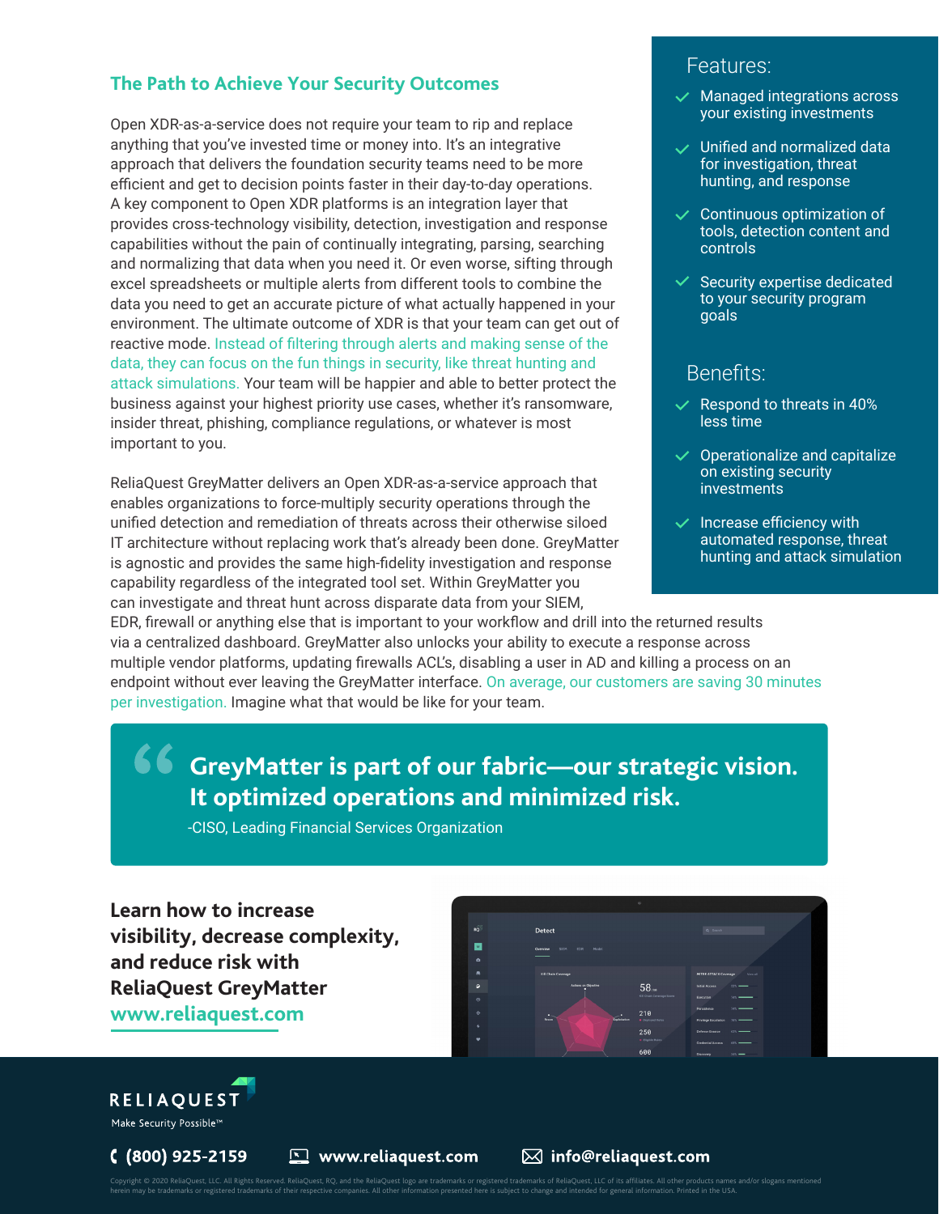## The Path to Achieve Your Security Outcomes

Open XDR-as-a-service does not require your team to rip and replace anything that you've invested time or money into. It's an integrative approach that delivers the foundation security teams need to be more efficient and get to decision points faster in their day-to-day operations. A key component to Open XDR platforms is an integration layer that provides cross-technology visibility, detection, investigation and response capabilities without the pain of continually integrating, parsing, searching and normalizing that data when you need it. Or even worse, sifting through excel spreadsheets or multiple alerts from different tools to combine the data you need to get an accurate picture of what actually happened in your environment. The ultimate outcome of XDR is that your team can get out of reactive mode. Instead of filtering through alerts and making sense of the data, they can focus on the fun things in security, like threat hunting and attack simulations. Your team will be happier and able to better protect the business against your highest priority use cases, whether it's ransomware, insider threat, phishing, compliance regulations, or whatever is most important to you.

ReliaQuest GreyMatter delivers an Open XDR-as-a-service approach that enables organizations to force-multiply security operations through the unified detection and remediation of threats across their otherwise siloed IT architecture without replacing work that's already been done. GreyMatter is agnostic and provides the same high-fidelity investigation and response capability regardless of the integrated tool set. Within GreyMatter you can investigate and threat hunt across disparate data from your SIEM, EDR, firewall or anything else that is important to your workflow and drill into the returned results via a centralized dashboard. GreyMatter also unlocks your ability to execute a response across multiple vendor platforms, updating firewalls ACL's, disabling a user in AD and killing a process on an endpoint without ever leaving the GreyMatter interface. On average, our customers are saving 30 minutes per investigation. Imagine what that would be like for your team.

### Features:

- Managed integrations across your existing investments
- Unified and normalized data for investigation, threat hunting, and response
- Continuous optimization of tools, detection content and controls
- Security expertise dedicated to your security program goals

### Benefits:

- Respond to threats in 40% less time
- Operationalize and capitalize on existing security investments
- Increase efficiency with automated response, threat hunting and attack simulation

> **GreyMatter is part of our fabric—our strategic vision. It optimized operations and minimized risk.**
>
> -CISO, Leading Financial Services Organization

**Learn how to increase visibility, decrease complexity, and reduce risk with ReliaQuest GreyMatter**
**www.reliaquest.com**

RELIAQUEST
Make Security Possible™

(800) 925-2159 | www.reliaquest.com | info@reliaquest.com

Copyright © 2020 ReliaQuest, LLC. All Rights Reserved. ReliaQuest, RQ, and the ReliaQuest logo are trademarks or registered trademarks of ReliaQuest, LLC of its affiliates. All other products names and/or slogans mentioned herein may be trademarks or registered trademarks of their respective companies. All other information presented here is subject to change and intended for general information. Printed in the USA.